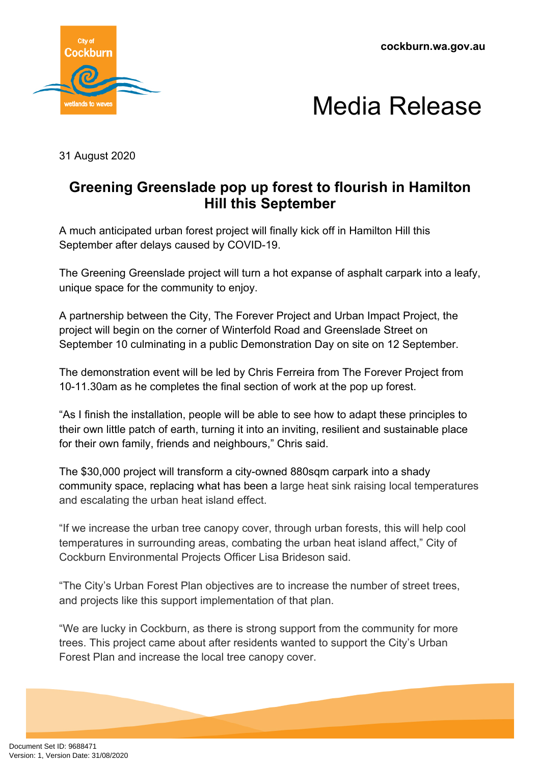# Media Release

31 August 2020

## Greening Greenslade pop up forest to flourish in Hamilton Hill this September

A much anticipated urban forest project will finally kick off in Hamilton Hill this September after delays caused by COVID-19.

The Greening Greenslade project will turn a hot expanse of asphalt carpark into a leafy, unique space for the community to enjoy.

A partnership between the City, The Forever Project and Urban Impact Project, the project will begin on the corner of Winterfold Road and Greenslade Street on September 10 culminating in a public Demonstration Day on site on 12 September.

The demonstration event will be led by Chris Ferreira from The Forever Project from 10-11.30am as he completes the final section of work at the pop up forest.

"As I finish the installation, people will be able to see how to adapt these principles to their own little patch of earth, turning it into an inviting, resilient and sustainable place for their own family, friends and neighbours," Chris said.

The $30,000 project will transform a city-owned 880sqm carpark into a shady community space, replacing what has been a large heat sink raising local temperatures and escalating the urban heat island effect.

"If we increase the urban tree canopy cover, through urban forests, this will help cool temperatures in surrounding areas, combating the urban heat island affect," City of Cockburn Environmental Projects Officer Lisa Brideson said.

"The City's Urban Forest Plan objectives are to increase the number of street trees, and projects like this support implementation of that plan.

"We are lucky in Cockburn, as there is strong support from the community for more trees. This project came about after residents wanted to support the City's Urban Forest Plan and increase the local tree canopy cover.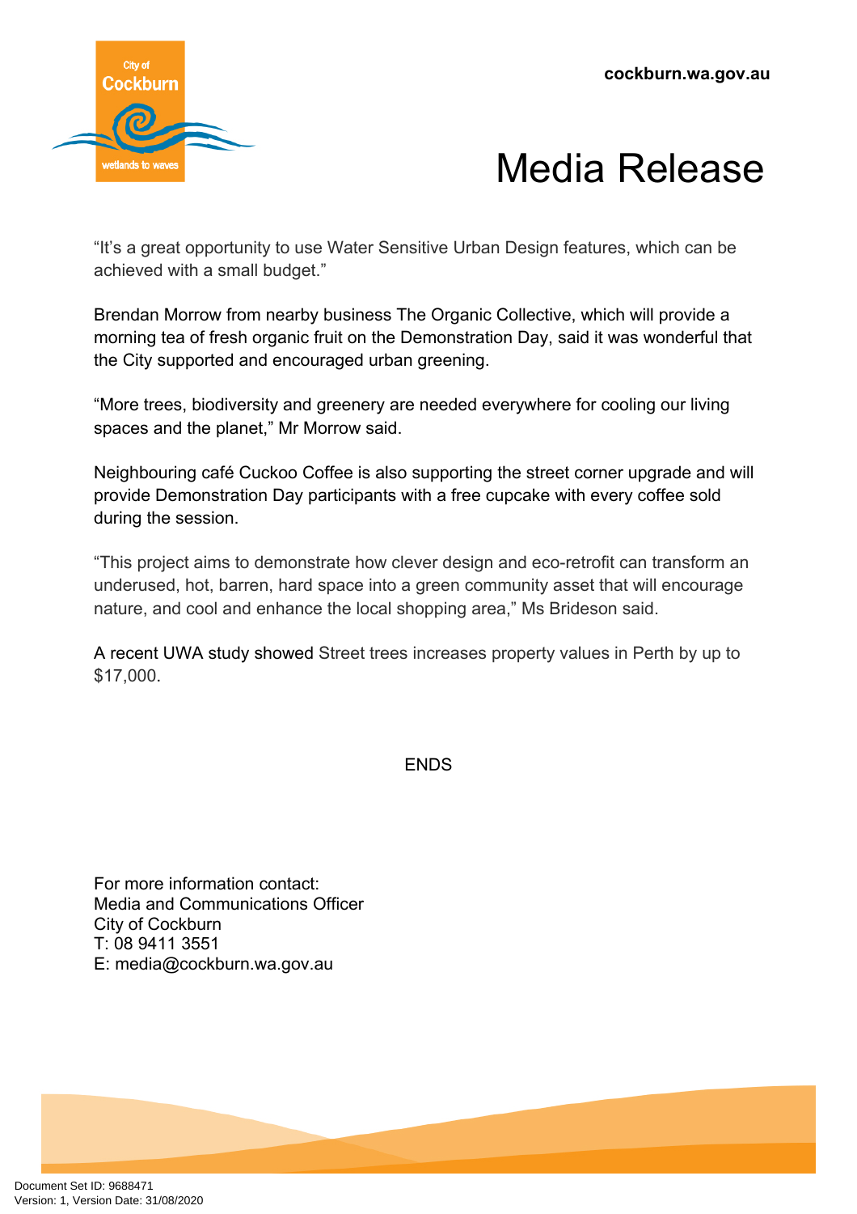"It's a great opportunity to use Water Sensitive Urban Design features, which can be achieved with a small budget."

Brendan Morrow from nearby business The Organic Collective, which will provide a morning tea of fresh organic fruit on the Demonstration Day, said it was wonderful that the City supported and encouraged urban greening.

"More trees, biodiversity and greenery are needed everywhere for cooling our living spaces and the planet," Mr Morrow said.

Neighbouring café Cuckoo Coffee is also supporting the street corner upgrade and will provide Demonstration Day participants with a free cupcake with every coffee sold during the session.

"This project aims to demonstrate how clever design and eco-retrofit can transform an underused, hot, barren, hard space into a green community asset that will encourage nature, and cool and enhance the local shopping area," Ms Brideson said.

A recent UWA study showed Street trees increases property values in Perth by up to $17,000.

ENDS

For more information contact:
Media and Communications Officer
City of Cockburn
T: 08 9411 3551
E: media@cockburn.wa.gov.au